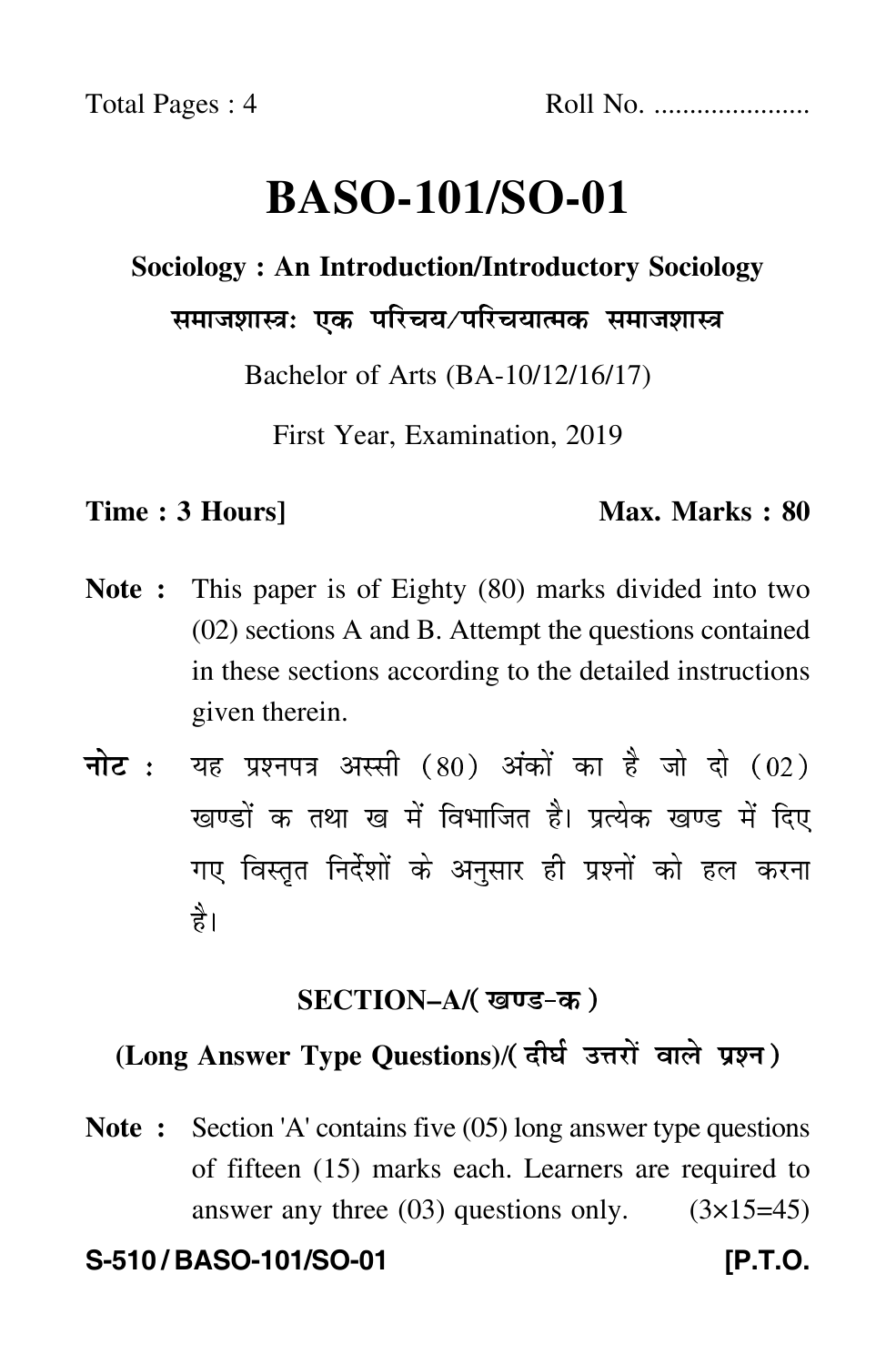Total Pages : 4 Roll No. ......................

# BASO-101/SO-01

**Sociology : An Introduction/Introductory Sociology**

**समाजशास्त्रः एक परिचय/परिचयात्मक समाजशास्त्र**

Bachelor of Arts (BA-10/12/16/17)

First Year, Examination, 2019

**Time : 3 Hours]** **Max. Marks : 80**

**Note :** This paper is of Eighty (80) marks divided into two (02) sections A and B. Attempt the questions contained in these sections according to the detailed instructions given therein.

**नोट :** यह प्रश्नपत्र अस्सी (80) अंकों का है जो दो (02) खण्डों क तथा ख में विभाजित है। प्रत्येक खण्ड में दिए गए विस्तृत निर्देशों के अनुसार ही प्रश्नों को हल करना है।

## SECTION–A/(खण्ड-क)

### (Long Answer Type Questions)/(दीर्घ उत्तरों वाले प्रश्न)

**Note :** Section 'A' contains five (05) long answer type questions of fifteen (15) marks each. Learners are required to answer any three (03) questions only. (3×15=45)

**S-510 / BASO-101/SO-01** **[P.T.O.**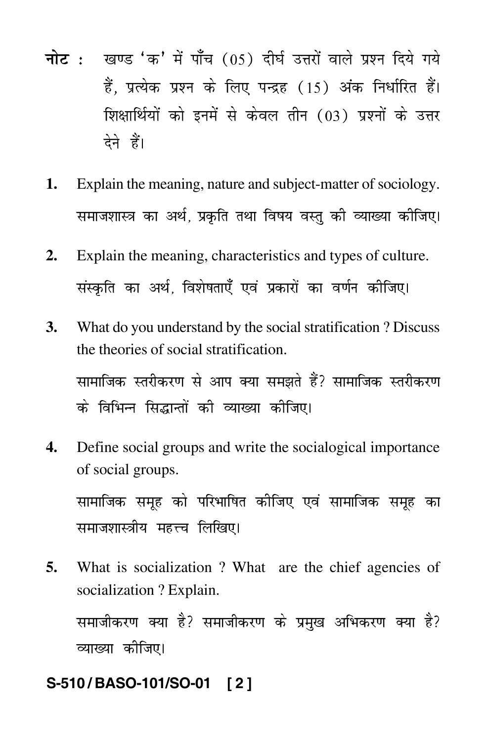**नोट :** खण्ड 'क' में पाँच (05) दीर्घ उत्तरों वाले प्रश्न दिये गये हैं, प्रत्येक प्रश्न के लिए पन्द्रह (15) अंक निर्धारित हैं। शिक्षार्थियों को इनमें से केवल तीन (03) प्रश्नों के उत्तर देने हैं।

1. Explain the meaning, nature and subject-matter of sociology.

   समाजशास्त्र का अर्थ, प्रकृति तथा विषय वस्तु की व्याख्या कीजिए।

2. Explain the meaning, characteristics and types of culture.

   संस्कृति का अर्थ, विशेषताएँ एवं प्रकारों का वर्णन कीजिए।

3. What do you understand by the social stratification ? Discuss the theories of social stratification.

   सामाजिक स्तरीकरण से आप क्या समझते हैं? सामाजिक स्तरीकरण के विभिन्न सिद्धान्तों की व्याख्या कीजिए।

4. Define social groups and write the socialogical importance of social groups.

   सामाजिक समूह को परिभाषित कीजिए एवं सामाजिक समूह का समाजशास्त्रीय महत्त्व लिखिए।

5. What is socialization ? What are the chief agencies of socialization ? Explain.

   समाजीकरण क्या है? समाजीकरण के प्रमुख अभिकरण क्या है? व्याख्या कीजिए।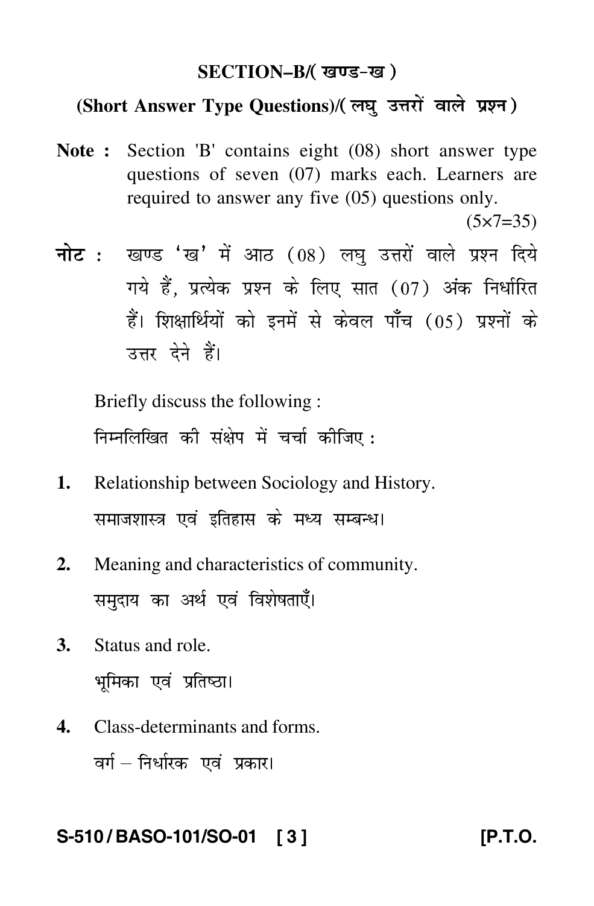## SECTION–B/( खण्ड-ख )

### (Short Answer Type Questions)/( लघु उत्तरों वाले प्रश्न )

**Note :** Section 'B' contains eight (08) short answer type questions of seven (07) marks each. Learners are required to answer any five (05) questions only.

(5×7=35)

**नोट :** खण्ड 'ख' में आठ (08) लघु उत्तरों वाले प्रश्न दिये गये हैं, प्रत्येक प्रश्न के लिए सात (07) अंक निर्धारित हैं। शिक्षार्थियों को इनमें से केवल पाँच (05) प्रश्नों के उत्तर देने हैं।

Briefly discuss the following :

निम्नलिखित की संक्षेप में चर्चा कीजिए :

**1.** Relationship between Sociology and History.

समाजशास्त्र एवं इतिहास के मध्य सम्बन्ध।

**2.** Meaning and characteristics of community.

समुदाय का अर्थ एवं विशेषताएँ।

**3.** Status and role.

भूमिका एवं प्रतिष्ठा।

**4.** Class-determinants and forms.

वर्ग – निर्धारक एवं प्रकार।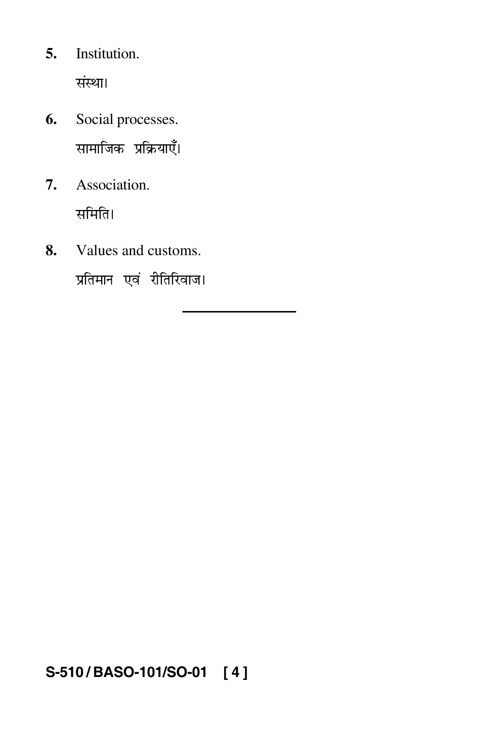**5.** Institution.

संस्था।

**6.** Social processes.

सामाजिक प्रक्रियाएँ।

**7.** Association.

समिति।

**8.** Values and customs.

प्रतिमान एवं रीतिरिवाज।

---